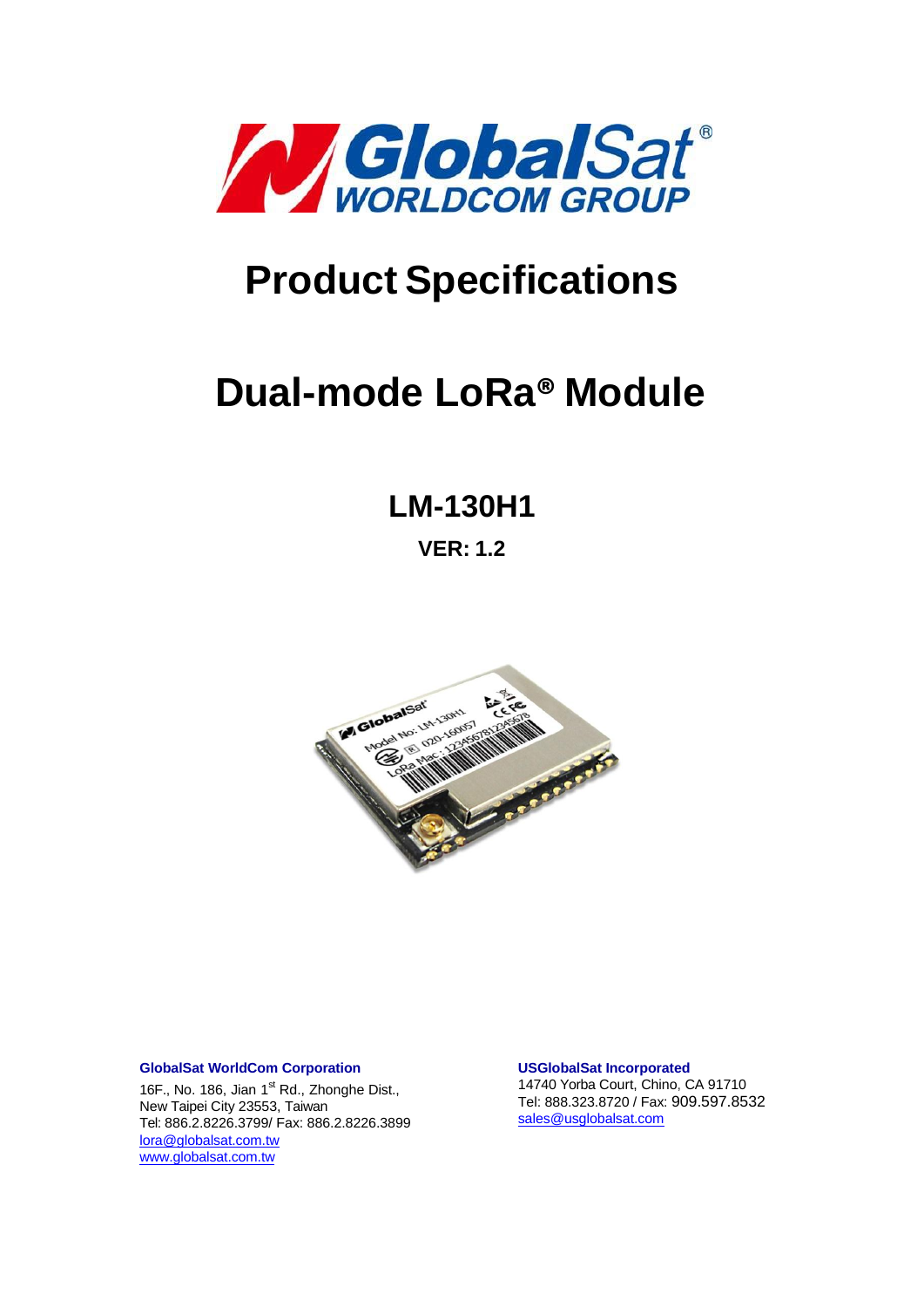# Product Specifications

# Dual-mode LoRa® Module

## LM-130H1

**VER: 1.2**

**GlobalSat WorldCom Corporation**

16F., No. 186, Jian 1st Rd., Zhonghe Dist.,
New Taipei City 23553, Taiwan
Tel: 886.2.8226.3799/ Fax: 886.2.8226.3899
lora@globalsat.com.tw
www.globalsat.com.tw

**USGlobalSat Incorporated**

14740 Yorba Court, Chino, CA 91710
Tel: 888.323.8720 / Fax: 909.597.8532
sales@usglobalsat.com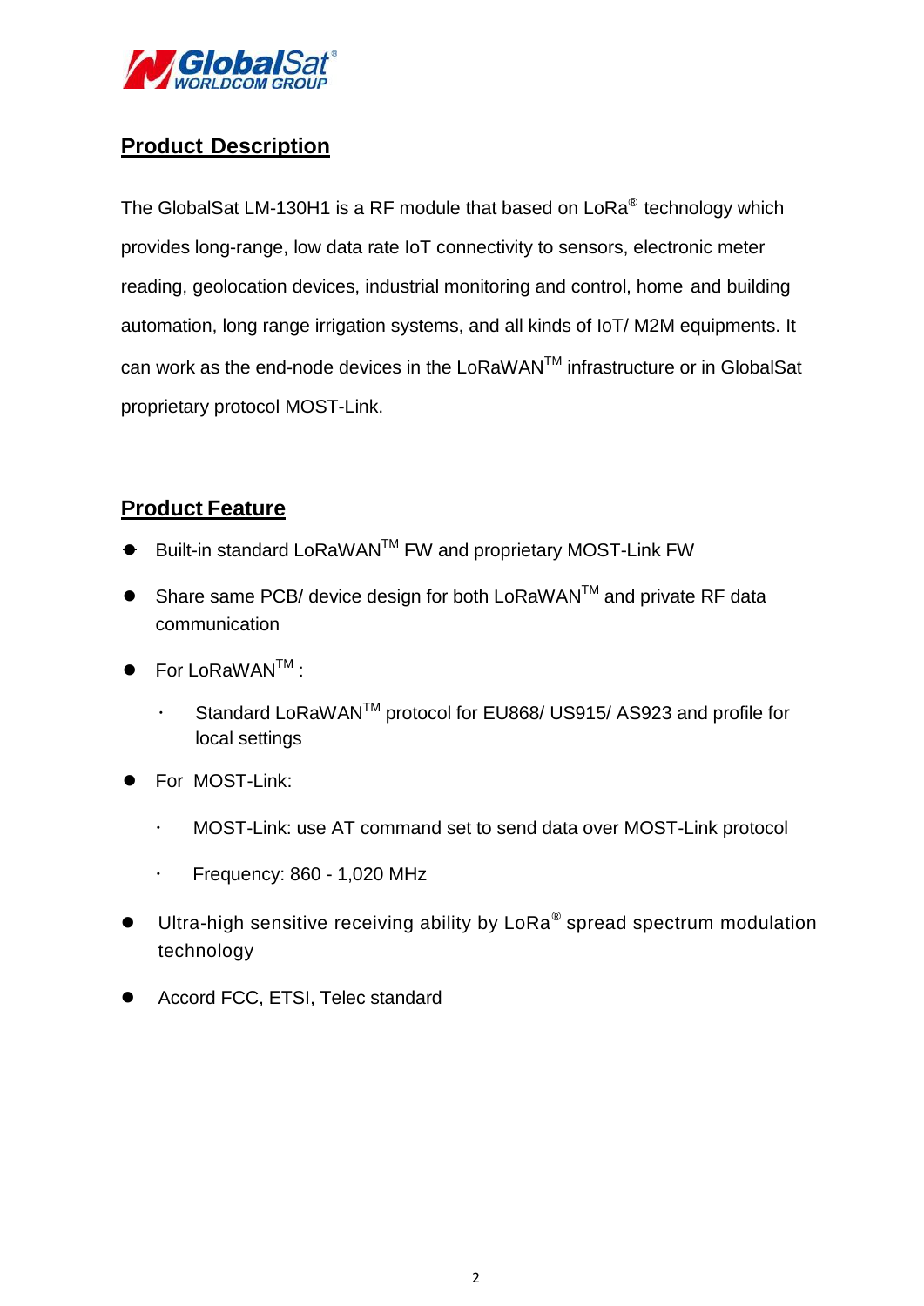## Product Description

The GlobalSat LM-130H1 is a RF module that based on LoRa® technology which provides long-range, low data rate IoT connectivity to sensors, electronic meter reading, geolocation devices, industrial monitoring and control, home and building automation, long range irrigation systems, and all kinds of IoT/ M2M equipments. It can work as the end-node devices in the LoRaWAN™ infrastructure or in GlobalSat proprietary protocol MOST-Link.

## Product Feature

- Built-in standard LoRaWAN™ FW and proprietary MOST-Link FW
- Share same PCB/ device design for both LoRaWAN™ and private RF data communication
- For LoRaWAN™ :
    - Standard LoRaWAN™ protocol for EU868/ US915/ AS923 and profile for local settings
- For MOST-Link:
    - MOST-Link: use AT command set to send data over MOST-Link protocol
    - Frequency: 860 - 1,020 MHz
- Ultra-high sensitive receiving ability by LoRa® spread spectrum modulation technology
- Accord FCC, ETSI, Telec standard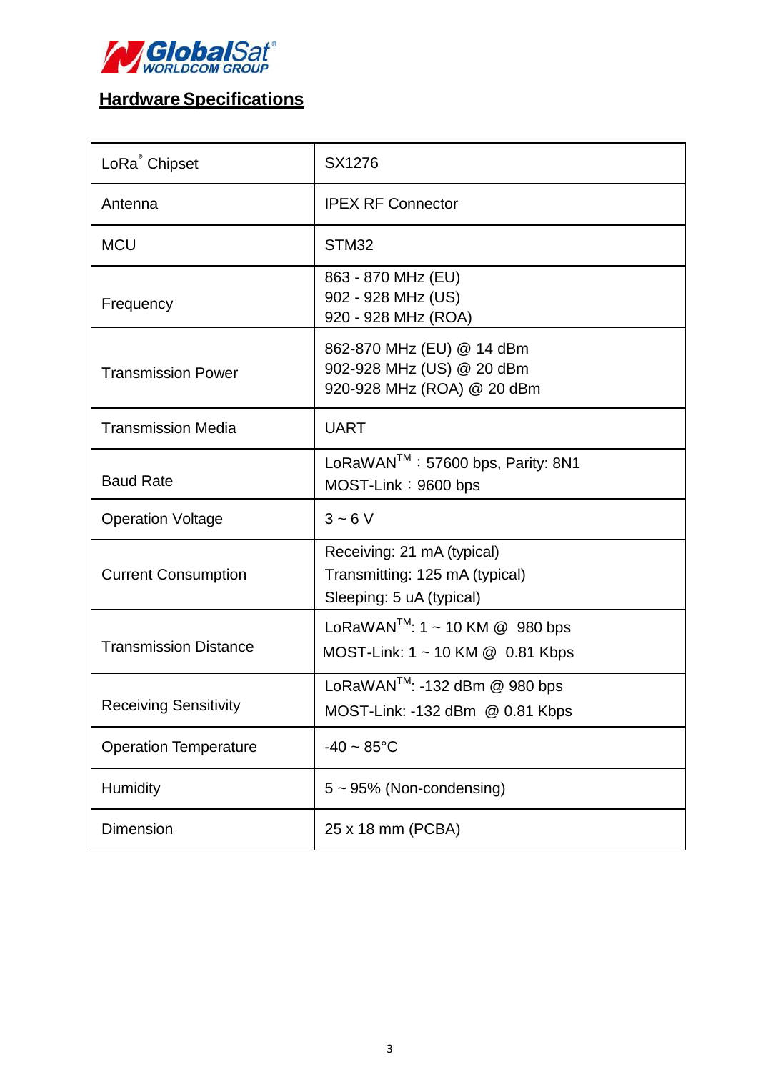## Hardware Specifications

| LoRa® Chipset | SX1276 |
|---|---|
| Antenna | IPEX RF Connector |
| MCU | STM32 |
| Frequency | 863 - 870 MHz (EU)<br>902 - 928 MHz (US)<br>920 - 928 MHz (ROA) |
| Transmission Power | 862-870 MHz (EU) @ 14 dBm<br>902-928 MHz (US) @ 20 dBm<br>920-928 MHz (ROA) @ 20 dBm |
| Transmission Media | UART |
| Baud Rate | LoRaWAN™：57600 bps, Parity: 8N1<br>MOST-Link：9600 bps |
| Operation Voltage | 3 ~ 6 V |
| Current Consumption | Receiving: 21 mA (typical)<br>Transmitting: 125 mA (typical)<br>Sleeping: 5 uA (typical) |
| Transmission Distance | LoRaWAN™: 1 ~ 10 KM @ 980 bps<br>MOST-Link: 1 ~ 10 KM @ 0.81 Kbps |
| Receiving Sensitivity | LoRaWAN™: -132 dBm @ 980 bps<br>MOST-Link: -132 dBm @ 0.81 Kbps |
| Operation Temperature | -40 ~ 85°C |
| Humidity | 5 ~ 95% (Non-condensing) |
| Dimension | 25 x 18 mm (PCBA) |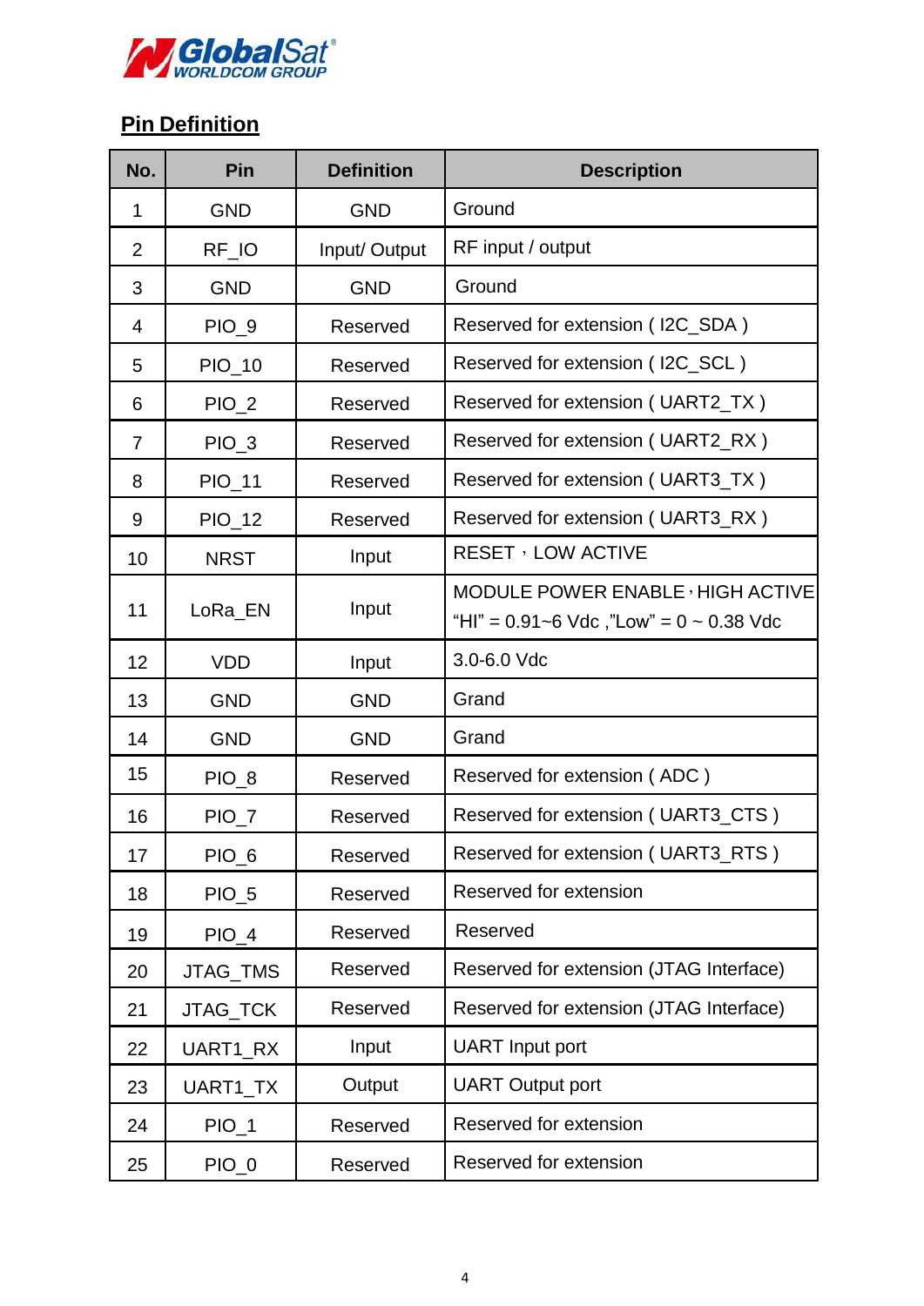## Pin Definition

| No. | Pin | Definition | Description |
| --- | --- | --- | --- |
| 1 | GND | GND | Ground |
| 2 | RF_IO | Input/ Output | RF input / output |
| 3 | GND | GND | Ground |
| 4 | PIO_9 | Reserved | Reserved for extension ( I2C_SDA ) |
| 5 | PIO_10 | Reserved | Reserved for extension ( I2C_SCL ) |
| 6 | PIO_2 | Reserved | Reserved for extension ( UART2_TX ) |
| 7 | PIO_3 | Reserved | Reserved for extension ( UART2_RX ) |
| 8 | PIO_11 | Reserved | Reserved for extension ( UART3_TX ) |
| 9 | PIO_12 | Reserved | Reserved for extension ( UART3_RX ) |
| 10 | NRST | Input | RESET，LOW ACTIVE |
| 11 | LoRa_EN | Input | MODULE POWER ENABLE，HIGH ACTIVE<br>“HI” = 0.91~6 Vdc ,”Low” = 0 ~ 0.38 Vdc |
| 12 | VDD | Input | 3.0-6.0 Vdc |
| 13 | GND | GND | Grand |
| 14 | GND | GND | Grand |
| 15 | PIO_8 | Reserved | Reserved for extension ( ADC ) |
| 16 | PIO_7 | Reserved | Reserved for extension ( UART3_CTS ) |
| 17 | PIO_6 | Reserved | Reserved for extension ( UART3_RTS ) |
| 18 | PIO_5 | Reserved | Reserved for extension |
| 19 | PIO_4 | Reserved | Reserved |
| 20 | JTAG_TMS | Reserved | Reserved for extension (JTAG Interface) |
| 21 | JTAG_TCK | Reserved | Reserved for extension (JTAG Interface) |
| 22 | UART1_RX | Input | UART Input port |
| 23 | UART1_TX | Output | UART Output port |
| 24 | PIO_1 | Reserved | Reserved for extension |
| 25 | PIO_0 | Reserved | Reserved for extension |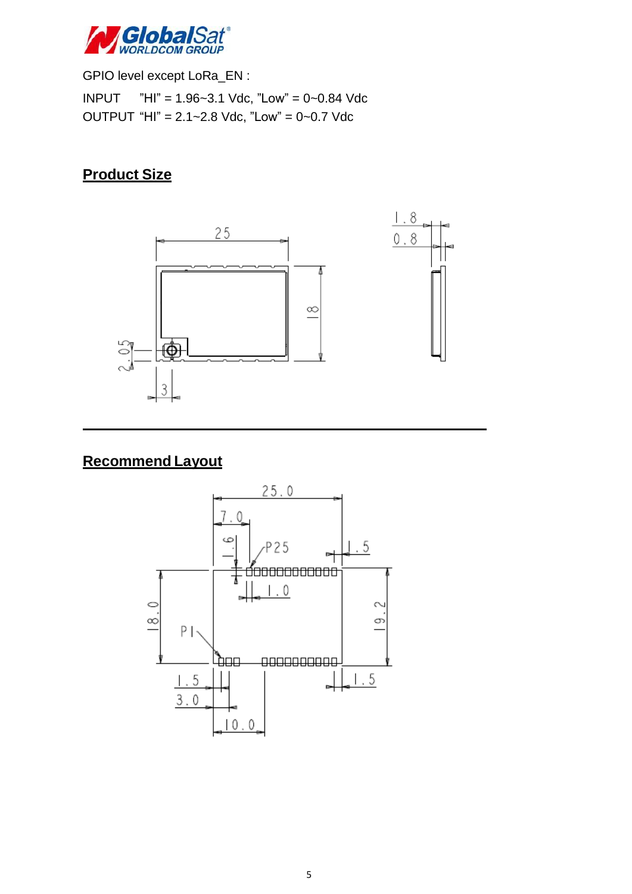GPIO level except LoRa_EN :

INPUT "HI" = 1.96~3.1 Vdc, "Low" = 0~0.84 Vdc

OUTPUT "HI" = 2.1~2.8 Vdc, "Low" = 0~0.7 Vdc

## Product Size

## Recommend Layout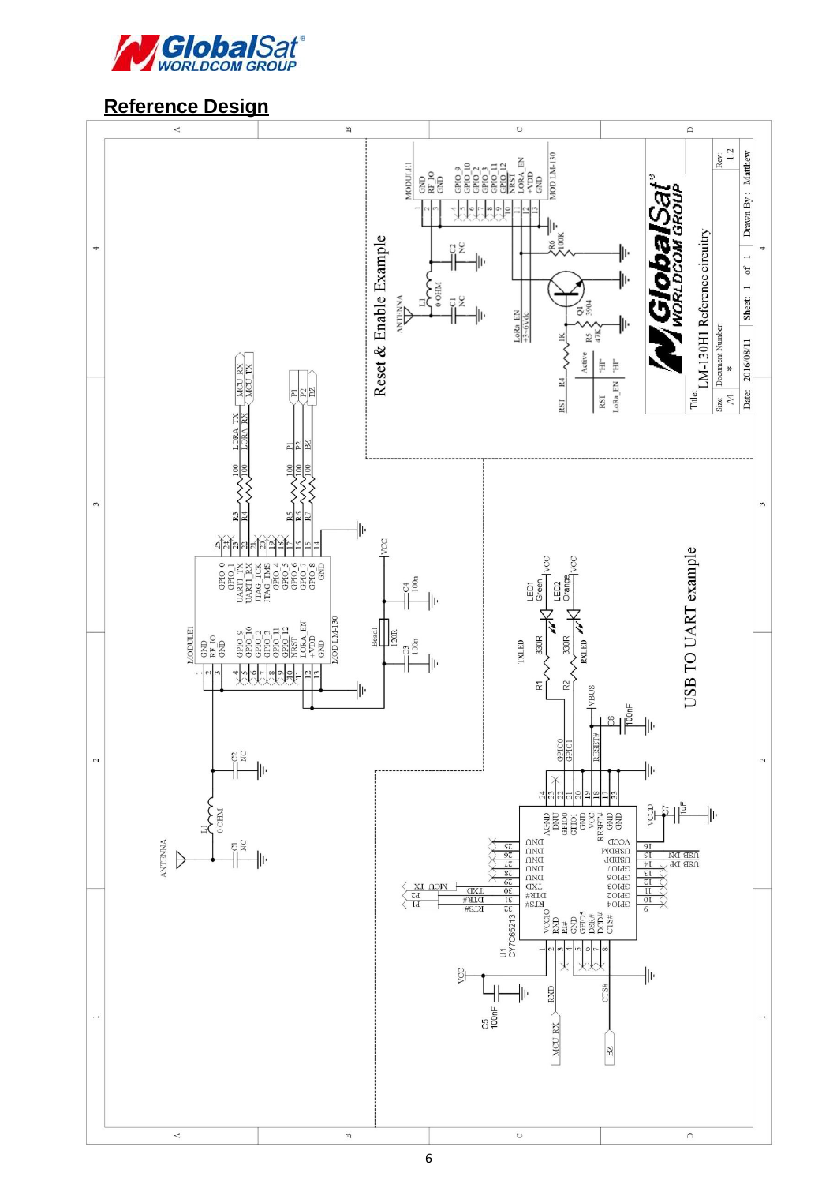## Reference Design

Reset & Enable Example

USB TO UART example

Title: LM-130H1 Reference circuitry

| Size | Document Number | Rev |
|---|---|---|
| A4 | * | 1.2 |

Date: 2016/08/11 Sheet: 1 of 1 Drawn By: Matthew

| Active | RST | LoRa_EN |
|---|---|---|
| RST | "HI" | |
| LoRa_EN | | "HI" |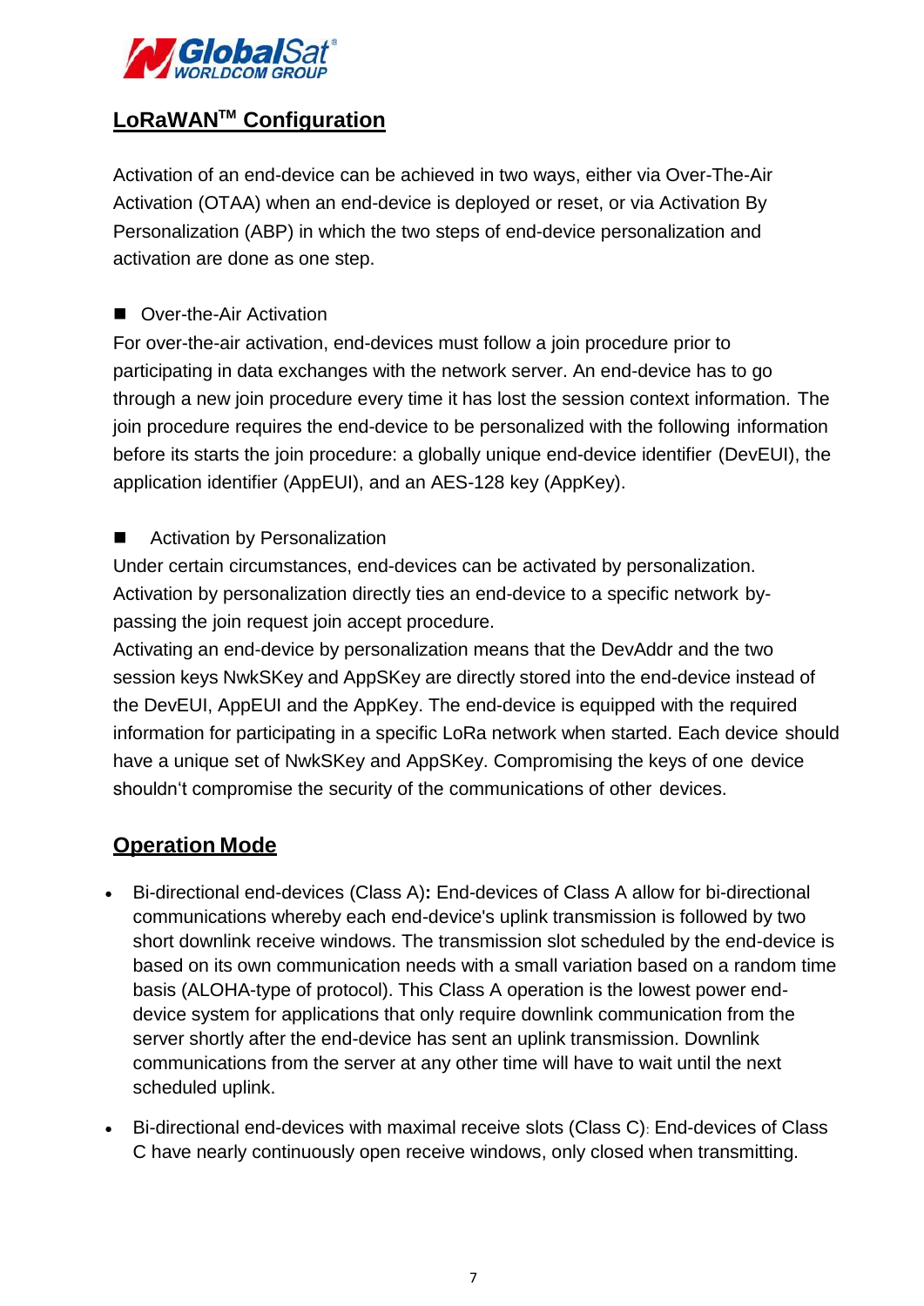## LoRaWAN™ Configuration

Activation of an end-device can be achieved in two ways, either via Over-The-Air Activation (OTAA) when an end-device is deployed or reset, or via Activation By Personalization (ABP) in which the two steps of end-device personalization and activation are done as one step.

■ Over-the-Air Activation

For over-the-air activation, end-devices must follow a join procedure prior to participating in data exchanges with the network server. An end-device has to go through a new join procedure every time it has lost the session context information. The join procedure requires the end-device to be personalized with the following information before its starts the join procedure: a globally unique end-device identifier (DevEUI), the application identifier (AppEUI), and an AES-128 key (AppKey).

■ Activation by Personalization

Under certain circumstances, end-devices can be activated by personalization. Activation by personalization directly ties an end-device to a specific network by-passing the join request join accept procedure.

Activating an end-device by personalization means that the DevAddr and the two session keys NwkSKey and AppSKey are directly stored into the end-device instead of the DevEUI, AppEUI and the AppKey. The end-device is equipped with the required information for participating in a specific LoRa network when started. Each device should have a unique set of NwkSKey and AppSKey. Compromising the keys of one device shouldn‘t compromise the security of the communications of other devices.

## Operation Mode

- Bi-directional end-devices (Class A)**:** End-devices of Class A allow for bi-directional communications whereby each end-device's uplink transmission is followed by two short downlink receive windows. The transmission slot scheduled by the end-device is based on its own communication needs with a small variation based on a random time basis (ALOHA-type of protocol). This Class A operation is the lowest power end-device system for applications that only require downlink communication from the server shortly after the end-device has sent an uplink transmission. Downlink communications from the server at any other time will have to wait until the next scheduled uplink.
- Bi-directional end-devices with maximal receive slots (Class C): End-devices of Class C have nearly continuously open receive windows, only closed when transmitting.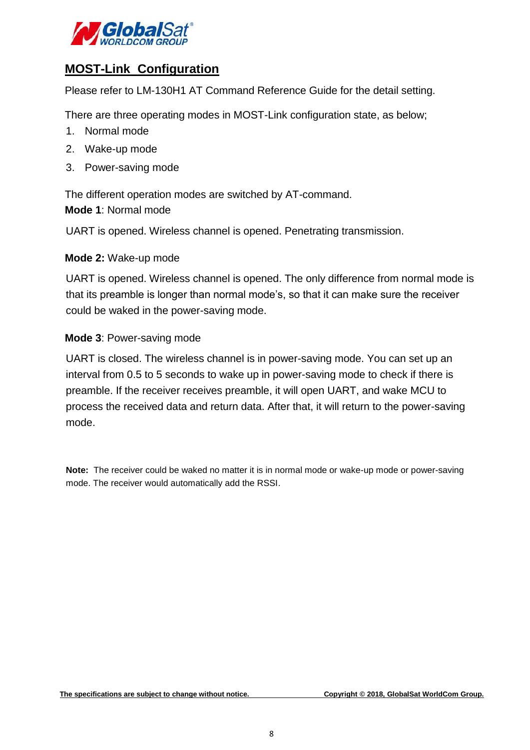## MOST-Link Configuration

Please refer to LM-130H1 AT Command Reference Guide for the detail setting.

There are three operating modes in MOST-Link configuration state, as below;

1. Normal mode
2. Wake-up mode
3. Power-saving mode

The different operation modes are switched by AT-command.

**Mode 1**: Normal mode

UART is opened. Wireless channel is opened. Penetrating transmission.

**Mode 2:** Wake-up mode

UART is opened. Wireless channel is opened. The only difference from normal mode is that its preamble is longer than normal mode's, so that it can make sure the receiver could be waked in the power-saving mode.

**Mode 3**: Power-saving mode

UART is closed. The wireless channel is in power-saving mode. You can set up an interval from 0.5 to 5 seconds to wake up in power-saving mode to check if there is preamble. If the receiver receives preamble, it will open UART, and wake MCU to process the received data and return data. After that, it will return to the power-saving mode.

**Note:** The receiver could be waked no matter it is in normal mode or wake-up mode or power-saving mode. The receiver would automatically add the RSSI.